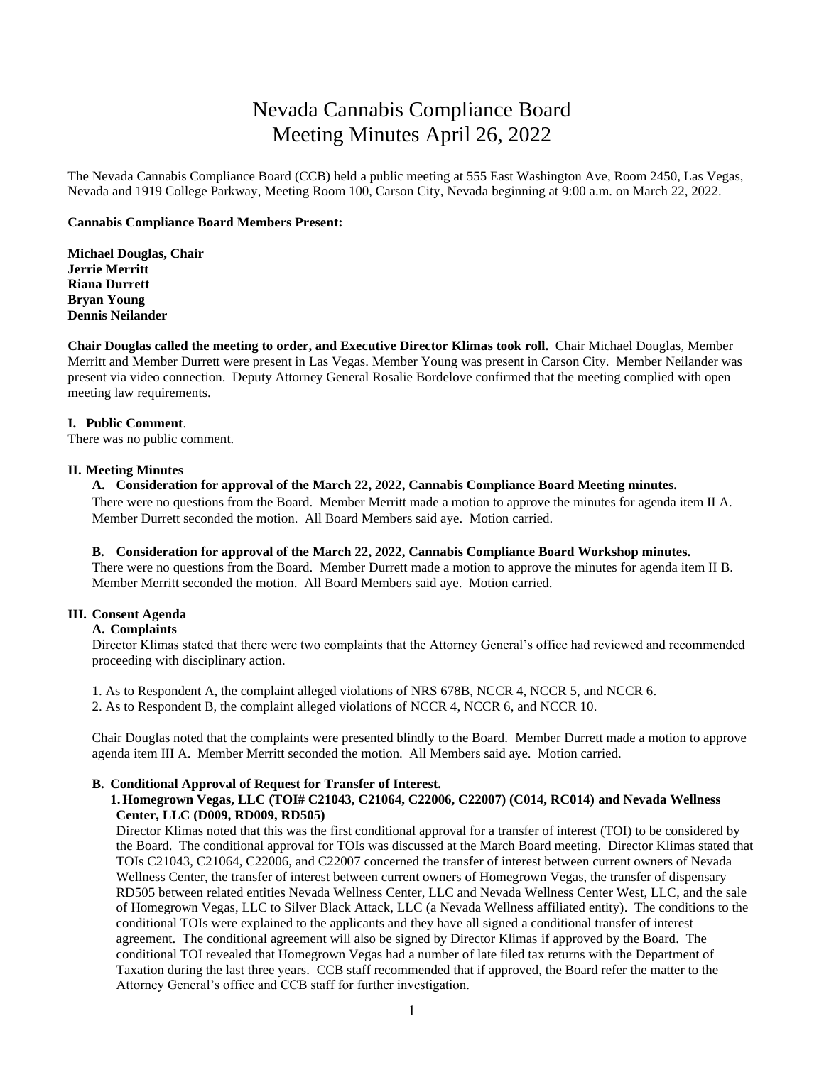# Nevada Cannabis Compliance Board
# Meeting Minutes April 26, 2022

The Nevada Cannabis Compliance Board (CCB) held a public meeting at 555 East Washington Ave, Room 2450, Las Vegas, Nevada and 1919 College Parkway, Meeting Room 100, Carson City, Nevada beginning at 9:00 a.m. on March 22, 2022.

**Cannabis Compliance Board Members Present:**

**Michael Douglas, Chair**
**Jerrie Merritt**
**Riana Durrett**
**Bryan Young**
**Dennis Neilander**

**Chair Douglas called the meeting to order, and Executive Director Klimas took roll.** Chair Michael Douglas, Member Merritt and Member Durrett were present in Las Vegas. Member Young was present in Carson City. Member Neilander was present via video connection. Deputy Attorney General Rosalie Bordelove confirmed that the meeting complied with open meeting law requirements.

**I. Public Comment**.
There was no public comment.

**II. Meeting Minutes**

**A. Consideration for approval of the March 22, 2022, Cannabis Compliance Board Meeting minutes.**
There were no questions from the Board. Member Merritt made a motion to approve the minutes for agenda item II A. Member Durrett seconded the motion. All Board Members said aye. Motion carried.

**B. Consideration for approval of the March 22, 2022, Cannabis Compliance Board Workshop minutes.**
There were no questions from the Board. Member Durrett made a motion to approve the minutes for agenda item II B. Member Merritt seconded the motion. All Board Members said aye. Motion carried.

**III. Consent Agenda**

**A. Complaints**
Director Klimas stated that there were two complaints that the Attorney General's office had reviewed and recommended proceeding with disciplinary action.

1. As to Respondent A, the complaint alleged violations of NRS 678B, NCCR 4, NCCR 5, and NCCR 6.
2. As to Respondent B, the complaint alleged violations of NCCR 4, NCCR 6, and NCCR 10.

Chair Douglas noted that the complaints were presented blindly to the Board. Member Durrett made a motion to approve agenda item III A. Member Merritt seconded the motion. All Members said aye. Motion carried.

**B. Conditional Approval of Request for Transfer of Interest.**

**1. Homegrown Vegas, LLC (TOI# C21043, C21064, C22006, C22007) (C014, RC014) and Nevada Wellness Center, LLC (D009, RD009, RD505)**
Director Klimas noted that this was the first conditional approval for a transfer of interest (TOI) to be considered by the Board. The conditional approval for TOIs was discussed at the March Board meeting. Director Klimas stated that TOIs C21043, C21064, C22006, and C22007 concerned the transfer of interest between current owners of Nevada Wellness Center, the transfer of interest between current owners of Homegrown Vegas, the transfer of dispensary RD505 between related entities Nevada Wellness Center, LLC and Nevada Wellness Center West, LLC, and the sale of Homegrown Vegas, LLC to Silver Black Attack, LLC (a Nevada Wellness affiliated entity). The conditions to the conditional TOIs were explained to the applicants and they have all signed a conditional transfer of interest agreement. The conditional agreement will also be signed by Director Klimas if approved by the Board. The conditional TOI revealed that Homegrown Vegas had a number of late filed tax returns with the Department of Taxation during the last three years. CCB staff recommended that if approved, the Board refer the matter to the Attorney General's office and CCB staff for further investigation.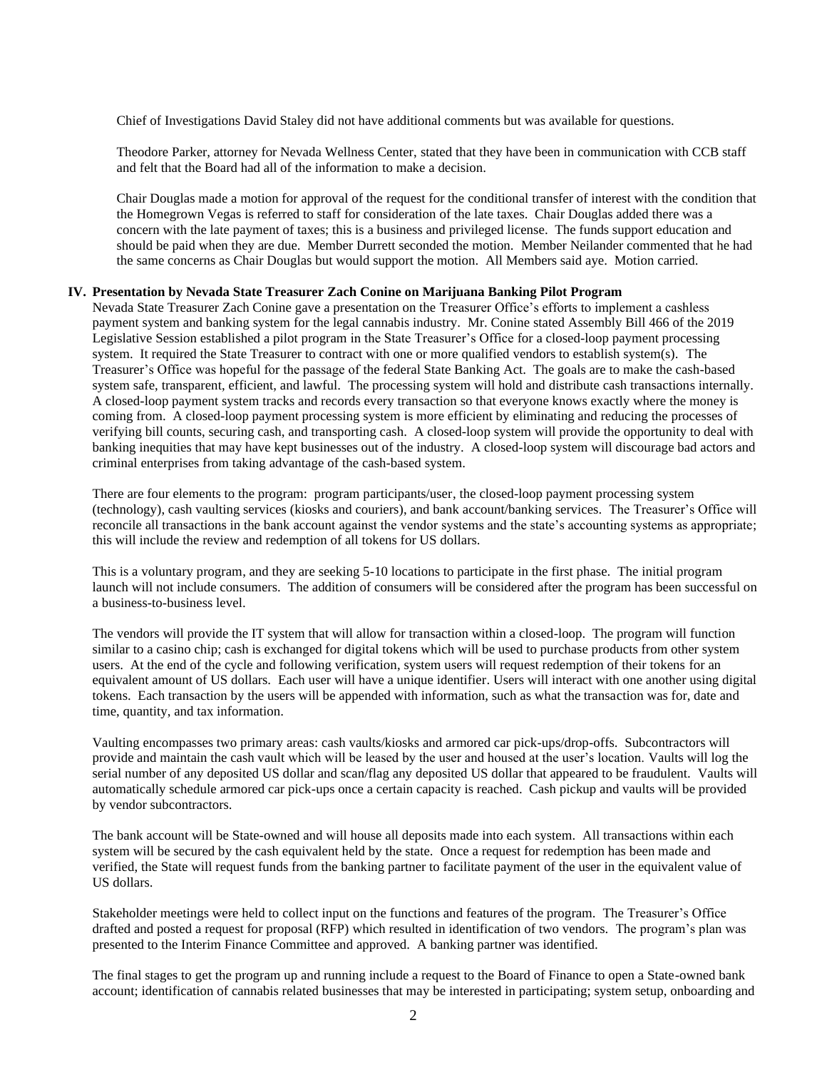Chief of Investigations David Staley did not have additional comments but was available for questions.

Theodore Parker, attorney for Nevada Wellness Center, stated that they have been in communication with CCB staff and felt that the Board had all of the information to make a decision.

Chair Douglas made a motion for approval of the request for the conditional transfer of interest with the condition that the Homegrown Vegas is referred to staff for consideration of the late taxes. Chair Douglas added there was a concern with the late payment of taxes; this is a business and privileged license. The funds support education and should be paid when they are due. Member Durrett seconded the motion. Member Neilander commented that he had the same concerns as Chair Douglas but would support the motion. All Members said aye. Motion carried.

**IV. Presentation by Nevada State Treasurer Zach Conine on Marijuana Banking Pilot Program**

Nevada State Treasurer Zach Conine gave a presentation on the Treasurer Office's efforts to implement a cashless payment system and banking system for the legal cannabis industry. Mr. Conine stated Assembly Bill 466 of the 2019 Legislative Session established a pilot program in the State Treasurer's Office for a closed-loop payment processing system. It required the State Treasurer to contract with one or more qualified vendors to establish system(s). The Treasurer's Office was hopeful for the passage of the federal State Banking Act. The goals are to make the cash-based system safe, transparent, efficient, and lawful. The processing system will hold and distribute cash transactions internally. A closed-loop payment system tracks and records every transaction so that everyone knows exactly where the money is coming from. A closed-loop payment processing system is more efficient by eliminating and reducing the processes of verifying bill counts, securing cash, and transporting cash. A closed-loop system will provide the opportunity to deal with banking inequities that may have kept businesses out of the industry. A closed-loop system will discourage bad actors and criminal enterprises from taking advantage of the cash-based system.

There are four elements to the program: program participants/user, the closed-loop payment processing system (technology), cash vaulting services (kiosks and couriers), and bank account/banking services. The Treasurer's Office will reconcile all transactions in the bank account against the vendor systems and the state's accounting systems as appropriate; this will include the review and redemption of all tokens for US dollars.

This is a voluntary program, and they are seeking 5-10 locations to participate in the first phase. The initial program launch will not include consumers. The addition of consumers will be considered after the program has been successful on a business-to-business level.

The vendors will provide the IT system that will allow for transaction within a closed-loop. The program will function similar to a casino chip; cash is exchanged for digital tokens which will be used to purchase products from other system users. At the end of the cycle and following verification, system users will request redemption of their tokens for an equivalent amount of US dollars. Each user will have a unique identifier. Users will interact with one another using digital tokens. Each transaction by the users will be appended with information, such as what the transaction was for, date and time, quantity, and tax information.

Vaulting encompasses two primary areas: cash vaults/kiosks and armored car pick-ups/drop-offs. Subcontractors will provide and maintain the cash vault which will be leased by the user and housed at the user's location. Vaults will log the serial number of any deposited US dollar and scan/flag any deposited US dollar that appeared to be fraudulent. Vaults will automatically schedule armored car pick-ups once a certain capacity is reached. Cash pickup and vaults will be provided by vendor subcontractors.

The bank account will be State-owned and will house all deposits made into each system. All transactions within each system will be secured by the cash equivalent held by the state. Once a request for redemption has been made and verified, the State will request funds from the banking partner to facilitate payment of the user in the equivalent value of US dollars.

Stakeholder meetings were held to collect input on the functions and features of the program. The Treasurer's Office drafted and posted a request for proposal (RFP) which resulted in identification of two vendors. The program's plan was presented to the Interim Finance Committee and approved. A banking partner was identified.

The final stages to get the program up and running include a request to the Board of Finance to open a State-owned bank account; identification of cannabis related businesses that may be interested in participating; system setup, onboarding and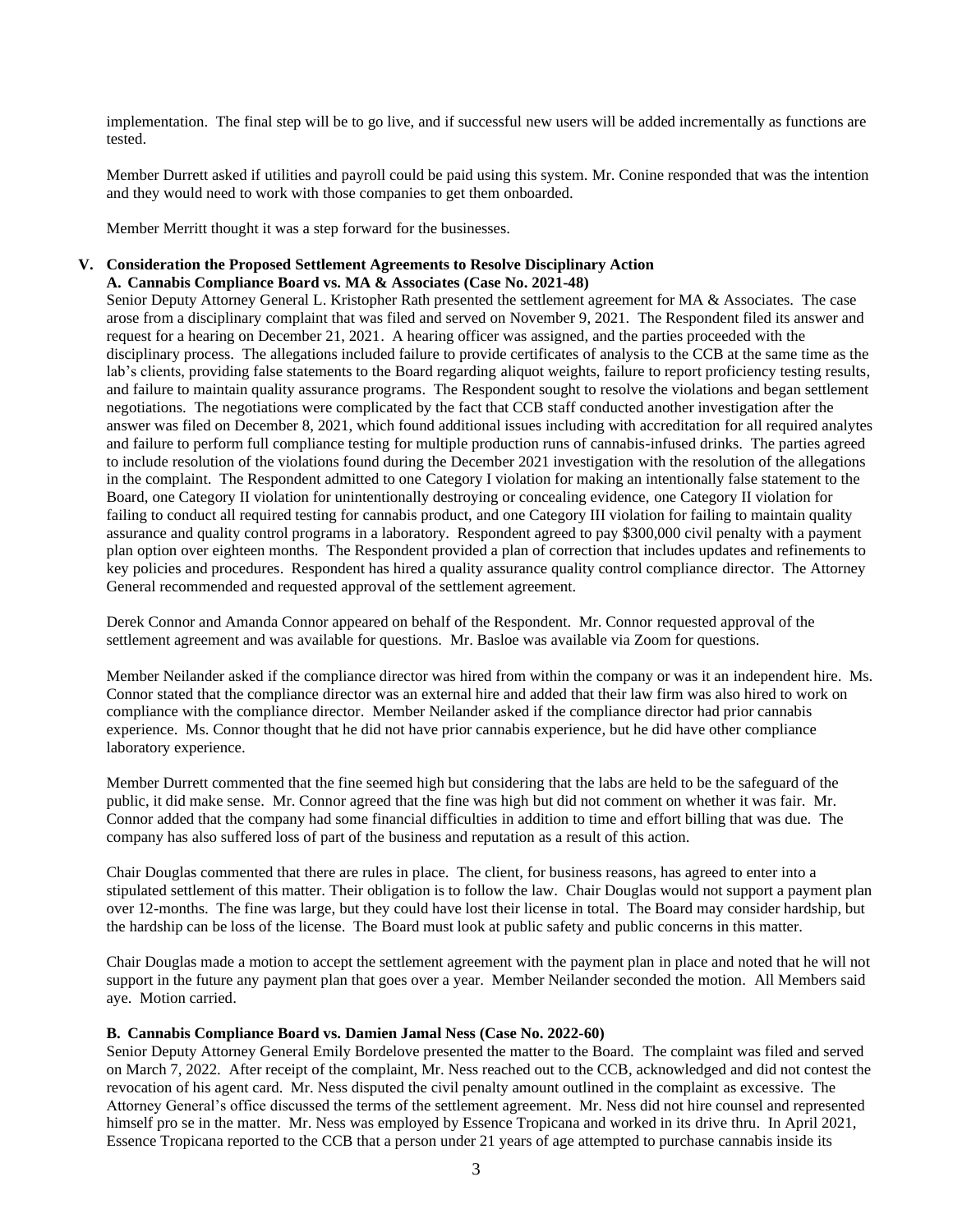implementation. The final step will be to go live, and if successful new users will be added incrementally as functions are tested.

Member Durrett asked if utilities and payroll could be paid using this system. Mr. Conine responded that was the intention and they would need to work with those companies to get them onboarded.

Member Merritt thought it was a step forward for the businesses.

## V. Consideration the Proposed Settlement Agreements to Resolve Disciplinary Action

### A. Cannabis Compliance Board vs. MA & Associates (Case No. 2021-48)

Senior Deputy Attorney General L. Kristopher Rath presented the settlement agreement for MA & Associates. The case arose from a disciplinary complaint that was filed and served on November 9, 2021. The Respondent filed its answer and request for a hearing on December 21, 2021. A hearing officer was assigned, and the parties proceeded with the disciplinary process. The allegations included failure to provide certificates of analysis to the CCB at the same time as the lab's clients, providing false statements to the Board regarding aliquot weights, failure to report proficiency testing results, and failure to maintain quality assurance programs. The Respondent sought to resolve the violations and began settlement negotiations. The negotiations were complicated by the fact that CCB staff conducted another investigation after the answer was filed on December 8, 2021, which found additional issues including with accreditation for all required analytes and failure to perform full compliance testing for multiple production runs of cannabis-infused drinks. The parties agreed to include resolution of the violations found during the December 2021 investigation with the resolution of the allegations in the complaint. The Respondent admitted to one Category I violation for making an intentionally false statement to the Board, one Category II violation for unintentionally destroying or concealing evidence, one Category II violation for failing to conduct all required testing for cannabis product, and one Category III violation for failing to maintain quality assurance and quality control programs in a laboratory. Respondent agreed to pay $300,000 civil penalty with a payment plan option over eighteen months. The Respondent provided a plan of correction that includes updates and refinements to key policies and procedures. Respondent has hired a quality assurance quality control compliance director. The Attorney General recommended and requested approval of the settlement agreement.

Derek Connor and Amanda Connor appeared on behalf of the Respondent. Mr. Connor requested approval of the settlement agreement and was available for questions. Mr. Basloe was available via Zoom for questions.

Member Neilander asked if the compliance director was hired from within the company or was it an independent hire. Ms. Connor stated that the compliance director was an external hire and added that their law firm was also hired to work on compliance with the compliance director. Member Neilander asked if the compliance director had prior cannabis experience. Ms. Connor thought that he did not have prior cannabis experience, but he did have other compliance laboratory experience.

Member Durrett commented that the fine seemed high but considering that the labs are held to be the safeguard of the public, it did make sense. Mr. Connor agreed that the fine was high but did not comment on whether it was fair. Mr. Connor added that the company had some financial difficulties in addition to time and effort billing that was due. The company has also suffered loss of part of the business and reputation as a result of this action.

Chair Douglas commented that there are rules in place. The client, for business reasons, has agreed to enter into a stipulated settlement of this matter. Their obligation is to follow the law. Chair Douglas would not support a payment plan over 12-months. The fine was large, but they could have lost their license in total. The Board may consider hardship, but the hardship can be loss of the license. The Board must look at public safety and public concerns in this matter.

Chair Douglas made a motion to accept the settlement agreement with the payment plan in place and noted that he will not support in the future any payment plan that goes over a year. Member Neilander seconded the motion. All Members said aye. Motion carried.

### B. Cannabis Compliance Board vs. Damien Jamal Ness (Case No. 2022-60)

Senior Deputy Attorney General Emily Bordelove presented the matter to the Board. The complaint was filed and served on March 7, 2022. After receipt of the complaint, Mr. Ness reached out to the CCB, acknowledged and did not contest the revocation of his agent card. Mr. Ness disputed the civil penalty amount outlined in the complaint as excessive. The Attorney General's office discussed the terms of the settlement agreement. Mr. Ness did not hire counsel and represented himself pro se in the matter. Mr. Ness was employed by Essence Tropicana and worked in its drive thru. In April 2021, Essence Tropicana reported to the CCB that a person under 21 years of age attempted to purchase cannabis inside its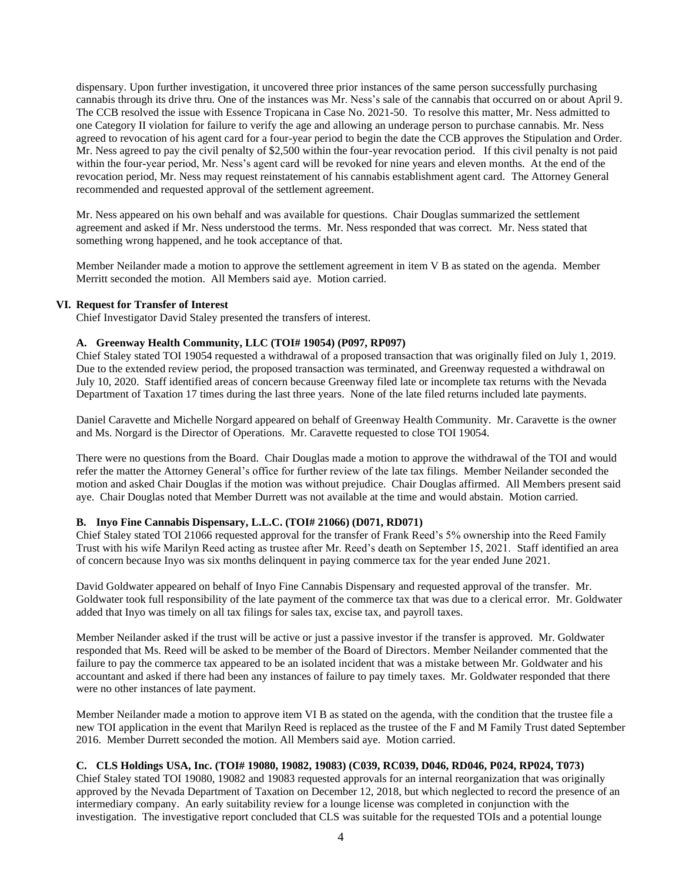dispensary. Upon further investigation, it uncovered three prior instances of the same person successfully purchasing cannabis through its drive thru. One of the instances was Mr. Ness's sale of the cannabis that occurred on or about April 9. The CCB resolved the issue with Essence Tropicana in Case No. 2021-50. To resolve this matter, Mr. Ness admitted to one Category II violation for failure to verify the age and allowing an underage person to purchase cannabis. Mr. Ness agreed to revocation of his agent card for a four-year period to begin the date the CCB approves the Stipulation and Order. Mr. Ness agreed to pay the civil penalty of $2,500 within the four-year revocation period. If this civil penalty is not paid within the four-year period, Mr. Ness's agent card will be revoked for nine years and eleven months. At the end of the revocation period, Mr. Ness may request reinstatement of his cannabis establishment agent card. The Attorney General recommended and requested approval of the settlement agreement.

Mr. Ness appeared on his own behalf and was available for questions. Chair Douglas summarized the settlement agreement and asked if Mr. Ness understood the terms. Mr. Ness responded that was correct. Mr. Ness stated that something wrong happened, and he took acceptance of that.

Member Neilander made a motion to approve the settlement agreement in item V B as stated on the agenda. Member Merritt seconded the motion. All Members said aye. Motion carried.

## VI. Request for Transfer of Interest

Chief Investigator David Staley presented the transfers of interest.

### A. Greenway Health Community, LLC (TOI# 19054) (P097, RP097)

Chief Staley stated TOI 19054 requested a withdrawal of a proposed transaction that was originally filed on July 1, 2019. Due to the extended review period, the proposed transaction was terminated, and Greenway requested a withdrawal on July 10, 2020. Staff identified areas of concern because Greenway filed late or incomplete tax returns with the Nevada Department of Taxation 17 times during the last three years. None of the late filed returns included late payments.

Daniel Caravette and Michelle Norgard appeared on behalf of Greenway Health Community. Mr. Caravette is the owner and Ms. Norgard is the Director of Operations. Mr. Caravette requested to close TOI 19054.

There were no questions from the Board. Chair Douglas made a motion to approve the withdrawal of the TOI and would refer the matter the Attorney General's office for further review of the late tax filings. Member Neilander seconded the motion and asked Chair Douglas if the motion was without prejudice. Chair Douglas affirmed. All Members present said aye. Chair Douglas noted that Member Durrett was not available at the time and would abstain. Motion carried.

### B. Inyo Fine Cannabis Dispensary, L.L.C. (TOI# 21066) (D071, RD071)

Chief Staley stated TOI 21066 requested approval for the transfer of Frank Reed's 5% ownership into the Reed Family Trust with his wife Marilyn Reed acting as trustee after Mr. Reed's death on September 15, 2021. Staff identified an area of concern because Inyo was six months delinquent in paying commerce tax for the year ended June 2021.

David Goldwater appeared on behalf of Inyo Fine Cannabis Dispensary and requested approval of the transfer. Mr. Goldwater took full responsibility of the late payment of the commerce tax that was due to a clerical error. Mr. Goldwater added that Inyo was timely on all tax filings for sales tax, excise tax, and payroll taxes.

Member Neilander asked if the trust will be active or just a passive investor if the transfer is approved. Mr. Goldwater responded that Ms. Reed will be asked to be member of the Board of Directors. Member Neilander commented that the failure to pay the commerce tax appeared to be an isolated incident that was a mistake between Mr. Goldwater and his accountant and asked if there had been any instances of failure to pay timely taxes. Mr. Goldwater responded that there were no other instances of late payment.

Member Neilander made a motion to approve item VI B as stated on the agenda, with the condition that the trustee file a new TOI application in the event that Marilyn Reed is replaced as the trustee of the F and M Family Trust dated September 2016. Member Durrett seconded the motion. All Members said aye. Motion carried.

### C. CLS Holdings USA, Inc. (TOI# 19080, 19082, 19083) (C039, RC039, D046, RD046, P024, RP024, T073)

Chief Staley stated TOI 19080, 19082 and 19083 requested approvals for an internal reorganization that was originally approved by the Nevada Department of Taxation on December 12, 2018, but which neglected to record the presence of an intermediary company. An early suitability review for a lounge license was completed in conjunction with the investigation. The investigative report concluded that CLS was suitable for the requested TOIs and a potential lounge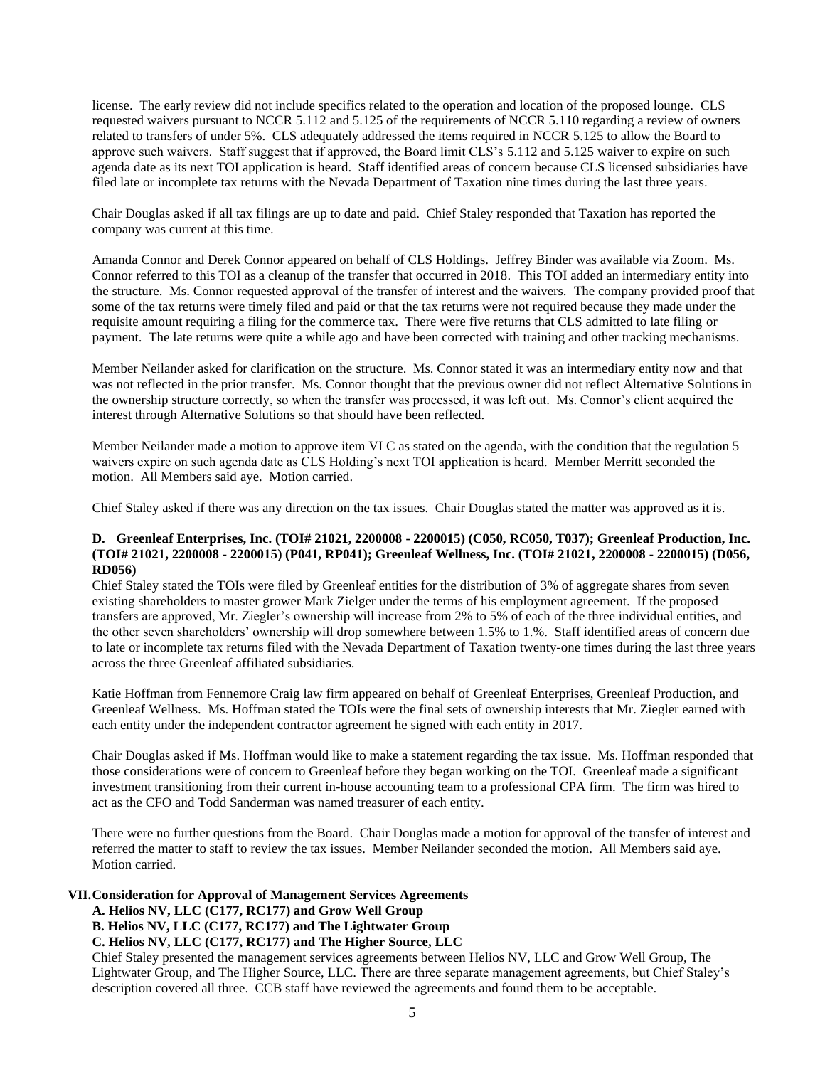license. The early review did not include specifics related to the operation and location of the proposed lounge. CLS requested waivers pursuant to NCCR 5.112 and 5.125 of the requirements of NCCR 5.110 regarding a review of owners related to transfers of under 5%. CLS adequately addressed the items required in NCCR 5.125 to allow the Board to approve such waivers. Staff suggest that if approved, the Board limit CLS's 5.112 and 5.125 waiver to expire on such agenda date as its next TOI application is heard. Staff identified areas of concern because CLS licensed subsidiaries have filed late or incomplete tax returns with the Nevada Department of Taxation nine times during the last three years.

Chair Douglas asked if all tax filings are up to date and paid. Chief Staley responded that Taxation has reported the company was current at this time.

Amanda Connor and Derek Connor appeared on behalf of CLS Holdings. Jeffrey Binder was available via Zoom. Ms. Connor referred to this TOI as a cleanup of the transfer that occurred in 2018. This TOI added an intermediary entity into the structure. Ms. Connor requested approval of the transfer of interest and the waivers. The company provided proof that some of the tax returns were timely filed and paid or that the tax returns were not required because they made under the requisite amount requiring a filing for the commerce tax. There were five returns that CLS admitted to late filing or payment. The late returns were quite a while ago and have been corrected with training and other tracking mechanisms.

Member Neilander asked for clarification on the structure. Ms. Connor stated it was an intermediary entity now and that was not reflected in the prior transfer. Ms. Connor thought that the previous owner did not reflect Alternative Solutions in the ownership structure correctly, so when the transfer was processed, it was left out. Ms. Connor's client acquired the interest through Alternative Solutions so that should have been reflected.

Member Neilander made a motion to approve item VI C as stated on the agenda, with the condition that the regulation 5 waivers expire on such agenda date as CLS Holding's next TOI application is heard. Member Merritt seconded the motion. All Members said aye. Motion carried.

Chief Staley asked if there was any direction on the tax issues. Chair Douglas stated the matter was approved as it is.

**D. Greenleaf Enterprises, Inc. (TOI# 21021, 2200008 - 2200015) (C050, RC050, T037); Greenleaf Production, Inc. (TOI# 21021, 2200008 - 2200015) (P041, RP041); Greenleaf Wellness, Inc. (TOI# 21021, 2200008 - 2200015) (D056, RD056)**

Chief Staley stated the TOIs were filed by Greenleaf entities for the distribution of 3% of aggregate shares from seven existing shareholders to master grower Mark Zielger under the terms of his employment agreement. If the proposed transfers are approved, Mr. Ziegler's ownership will increase from 2% to 5% of each of the three individual entities, and the other seven shareholders' ownership will drop somewhere between 1.5% to 1.%. Staff identified areas of concern due to late or incomplete tax returns filed with the Nevada Department of Taxation twenty-one times during the last three years across the three Greenleaf affiliated subsidiaries.

Katie Hoffman from Fennemore Craig law firm appeared on behalf of Greenleaf Enterprises, Greenleaf Production, and Greenleaf Wellness. Ms. Hoffman stated the TOIs were the final sets of ownership interests that Mr. Ziegler earned with each entity under the independent contractor agreement he signed with each entity in 2017.

Chair Douglas asked if Ms. Hoffman would like to make a statement regarding the tax issue. Ms. Hoffman responded that those considerations were of concern to Greenleaf before they began working on the TOI. Greenleaf made a significant investment transitioning from their current in-house accounting team to a professional CPA firm. The firm was hired to act as the CFO and Todd Sanderman was named treasurer of each entity.

There were no further questions from the Board. Chair Douglas made a motion for approval of the transfer of interest and referred the matter to staff to review the tax issues. Member Neilander seconded the motion. All Members said aye. Motion carried.

## VII. Consideration for Approval of Management Services Agreements

**A. Helios NV, LLC (C177, RC177) and Grow Well Group**

**B. Helios NV, LLC (C177, RC177) and The Lightwater Group**

**C. Helios NV, LLC (C177, RC177) and The Higher Source, LLC**

Chief Staley presented the management services agreements between Helios NV, LLC and Grow Well Group, The Lightwater Group, and The Higher Source, LLC. There are three separate management agreements, but Chief Staley's description covered all three. CCB staff have reviewed the agreements and found them to be acceptable.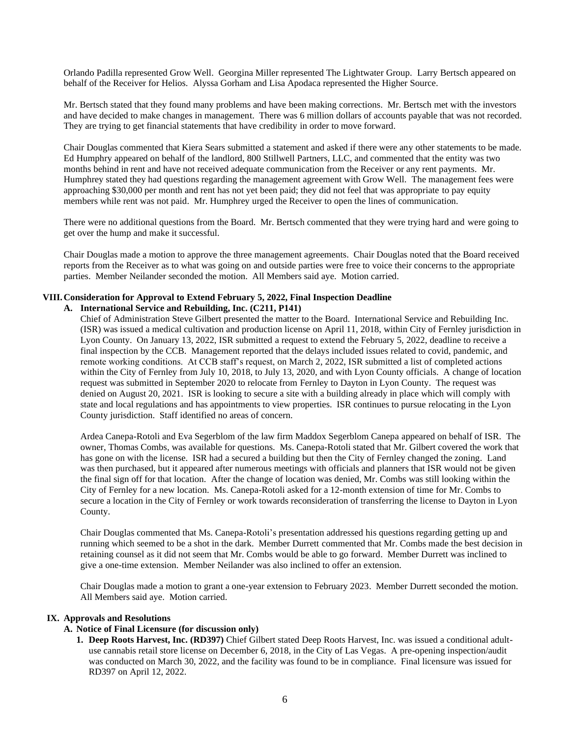Orlando Padilla represented Grow Well. Georgina Miller represented The Lightwater Group. Larry Bertsch appeared on behalf of the Receiver for Helios. Alyssa Gorham and Lisa Apodaca represented the Higher Source.

Mr. Bertsch stated that they found many problems and have been making corrections. Mr. Bertsch met with the investors and have decided to make changes in management. There was 6 million dollars of accounts payable that was not recorded. They are trying to get financial statements that have credibility in order to move forward.

Chair Douglas commented that Kiera Sears submitted a statement and asked if there were any other statements to be made. Ed Humphry appeared on behalf of the landlord, 800 Stillwell Partners, LLC, and commented that the entity was two months behind in rent and have not received adequate communication from the Receiver or any rent payments. Mr. Humphrey stated they had questions regarding the management agreement with Grow Well. The management fees were approaching $30,000 per month and rent has not yet been paid; they did not feel that was appropriate to pay equity members while rent was not paid. Mr. Humphrey urged the Receiver to open the lines of communication.

There were no additional questions from the Board. Mr. Bertsch commented that they were trying hard and were going to get over the hump and make it successful.

Chair Douglas made a motion to approve the three management agreements. Chair Douglas noted that the Board received reports from the Receiver as to what was going on and outside parties were free to voice their concerns to the appropriate parties. Member Neilander seconded the motion. All Members said aye. Motion carried.

## VIII. Consideration for Approval to Extend February 5, 2022, Final Inspection Deadline

### A. International Service and Rebuilding, Inc. (C211, P141)

Chief of Administration Steve Gilbert presented the matter to the Board. International Service and Rebuilding Inc. (ISR) was issued a medical cultivation and production license on April 11, 2018, within City of Fernley jurisdiction in Lyon County. On January 13, 2022, ISR submitted a request to extend the February 5, 2022, deadline to receive a final inspection by the CCB. Management reported that the delays included issues related to covid, pandemic, and remote working conditions. At CCB staff's request, on March 2, 2022, ISR submitted a list of completed actions within the City of Fernley from July 10, 2018, to July 13, 2020, and with Lyon County officials. A change of location request was submitted in September 2020 to relocate from Fernley to Dayton in Lyon County. The request was denied on August 20, 2021. ISR is looking to secure a site with a building already in place which will comply with state and local regulations and has appointments to view properties. ISR continues to pursue relocating in the Lyon County jurisdiction. Staff identified no areas of concern.

Ardea Canepa-Rotoli and Eva Segerblom of the law firm Maddox Segerblom Canepa appeared on behalf of ISR. The owner, Thomas Combs, was available for questions. Ms. Canepa-Rotoli stated that Mr. Gilbert covered the work that has gone on with the license. ISR had a secured a building but then the City of Fernley changed the zoning. Land was then purchased, but it appeared after numerous meetings with officials and planners that ISR would not be given the final sign off for that location. After the change of location was denied, Mr. Combs was still looking within the City of Fernley for a new location. Ms. Canepa-Rotoli asked for a 12-month extension of time for Mr. Combs to secure a location in the City of Fernley or work towards reconsideration of transferring the license to Dayton in Lyon County.

Chair Douglas commented that Ms. Canepa-Rotoli's presentation addressed his questions regarding getting up and running which seemed to be a shot in the dark. Member Durrett commented that Mr. Combs made the best decision in retaining counsel as it did not seem that Mr. Combs would be able to go forward. Member Durrett was inclined to give a one-time extension. Member Neilander was also inclined to offer an extension.

Chair Douglas made a motion to grant a one-year extension to February 2023. Member Durrett seconded the motion. All Members said aye. Motion carried.

## IX. Approvals and Resolutions

### A. Notice of Final Licensure (for discussion only)

1. **Deep Roots Harvest, Inc. (RD397)** Chief Gilbert stated Deep Roots Harvest, Inc. was issued a conditional adult-use cannabis retail store license on December 6, 2018, in the City of Las Vegas. A pre-opening inspection/audit was conducted on March 30, 2022, and the facility was found to be in compliance. Final licensure was issued for RD397 on April 12, 2022.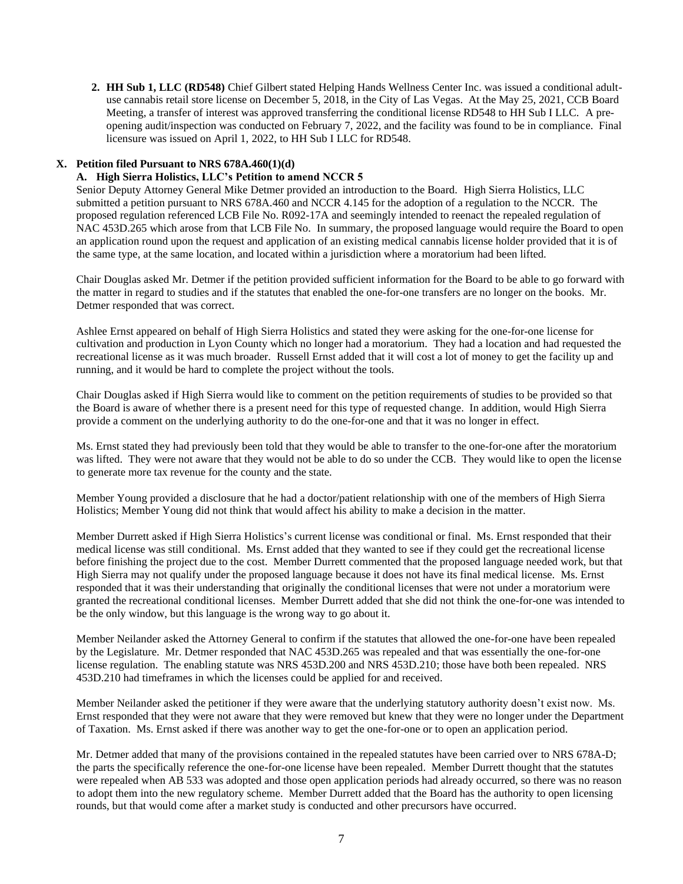2. **HH Sub 1, LLC (RD548)** Chief Gilbert stated Helping Hands Wellness Center Inc. was issued a conditional adult-use cannabis retail store license on December 5, 2018, in the City of Las Vegas. At the May 25, 2021, CCB Board Meeting, a transfer of interest was approved transferring the conditional license RD548 to HH Sub I LLC. A pre-opening audit/inspection was conducted on February 7, 2022, and the facility was found to be in compliance. Final licensure was issued on April 1, 2022, to HH Sub I LLC for RD548.

**X. Petition filed Pursuant to NRS 678A.460(1)(d)**

**A. High Sierra Holistics, LLC's Petition to amend NCCR 5**

Senior Deputy Attorney General Mike Detmer provided an introduction to the Board. High Sierra Holistics, LLC submitted a petition pursuant to NRS 678A.460 and NCCR 4.145 for the adoption of a regulation to the NCCR. The proposed regulation referenced LCB File No. R092-17A and seemingly intended to reenact the repealed regulation of NAC 453D.265 which arose from that LCB File No. In summary, the proposed language would require the Board to open an application round upon the request and application of an existing medical cannabis license holder provided that it is of the same type, at the same location, and located within a jurisdiction where a moratorium had been lifted.

Chair Douglas asked Mr. Detmer if the petition provided sufficient information for the Board to be able to go forward with the matter in regard to studies and if the statutes that enabled the one-for-one transfers are no longer on the books. Mr. Detmer responded that was correct.

Ashlee Ernst appeared on behalf of High Sierra Holistics and stated they were asking for the one-for-one license for cultivation and production in Lyon County which no longer had a moratorium. They had a location and had requested the recreational license as it was much broader. Russell Ernst added that it will cost a lot of money to get the facility up and running, and it would be hard to complete the project without the tools.

Chair Douglas asked if High Sierra would like to comment on the petition requirements of studies to be provided so that the Board is aware of whether there is a present need for this type of requested change. In addition, would High Sierra provide a comment on the underlying authority to do the one-for-one and that it was no longer in effect.

Ms. Ernst stated they had previously been told that they would be able to transfer to the one-for-one after the moratorium was lifted. They were not aware that they would not be able to do so under the CCB. They would like to open the license to generate more tax revenue for the county and the state.

Member Young provided a disclosure that he had a doctor/patient relationship with one of the members of High Sierra Holistics; Member Young did not think that would affect his ability to make a decision in the matter.

Member Durrett asked if High Sierra Holistics's current license was conditional or final. Ms. Ernst responded that their medical license was still conditional. Ms. Ernst added that they wanted to see if they could get the recreational license before finishing the project due to the cost. Member Durrett commented that the proposed language needed work, but that High Sierra may not qualify under the proposed language because it does not have its final medical license. Ms. Ernst responded that it was their understanding that originally the conditional licenses that were not under a moratorium were granted the recreational conditional licenses. Member Durrett added that she did not think the one-for-one was intended to be the only window, but this language is the wrong way to go about it.

Member Neilander asked the Attorney General to confirm if the statutes that allowed the one-for-one have been repealed by the Legislature. Mr. Detmer responded that NAC 453D.265 was repealed and that was essentially the one-for-one license regulation. The enabling statute was NRS 453D.200 and NRS 453D.210; those have both been repealed. NRS 453D.210 had timeframes in which the licenses could be applied for and received.

Member Neilander asked the petitioner if they were aware that the underlying statutory authority doesn't exist now. Ms. Ernst responded that they were not aware that they were removed but knew that they were no longer under the Department of Taxation. Ms. Ernst asked if there was another way to get the one-for-one or to open an application period.

Mr. Detmer added that many of the provisions contained in the repealed statutes have been carried over to NRS 678A-D; the parts the specifically reference the one-for-one license have been repealed. Member Durrett thought that the statutes were repealed when AB 533 was adopted and those open application periods had already occurred, so there was no reason to adopt them into the new regulatory scheme. Member Durrett added that the Board has the authority to open licensing rounds, but that would come after a market study is conducted and other precursors have occurred.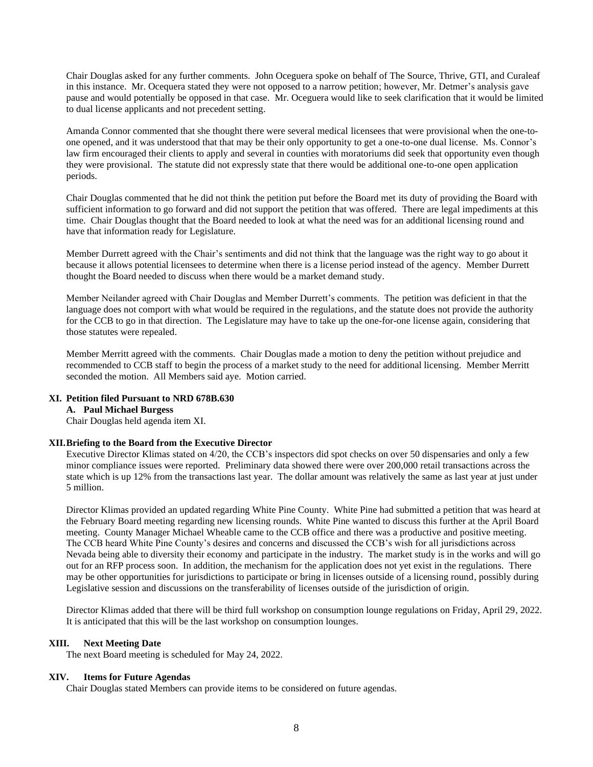Chair Douglas asked for any further comments. John Oceguera spoke on behalf of The Source, Thrive, GTI, and Curaleaf in this instance. Mr. Ocequera stated they were not opposed to a narrow petition; however, Mr. Detmer's analysis gave pause and would potentially be opposed in that case. Mr. Oceguera would like to seek clarification that it would be limited to dual license applicants and not precedent setting.

Amanda Connor commented that she thought there were several medical licensees that were provisional when the one-to-one opened, and it was understood that that may be their only opportunity to get a one-to-one dual license. Ms. Connor's law firm encouraged their clients to apply and several in counties with moratoriums did seek that opportunity even though they were provisional. The statute did not expressly state that there would be additional one-to-one open application periods.

Chair Douglas commented that he did not think the petition put before the Board met its duty of providing the Board with sufficient information to go forward and did not support the petition that was offered. There are legal impediments at this time. Chair Douglas thought that the Board needed to look at what the need was for an additional licensing round and have that information ready for Legislature.

Member Durrett agreed with the Chair's sentiments and did not think that the language was the right way to go about it because it allows potential licensees to determine when there is a license period instead of the agency. Member Durrett thought the Board needed to discuss when there would be a market demand study.

Member Neilander agreed with Chair Douglas and Member Durrett's comments. The petition was deficient in that the language does not comport with what would be required in the regulations, and the statute does not provide the authority for the CCB to go in that direction. The Legislature may have to take up the one-for-one license again, considering that those statutes were repealed.

Member Merritt agreed with the comments. Chair Douglas made a motion to deny the petition without prejudice and recommended to CCB staff to begin the process of a market study to the need for additional licensing. Member Merritt seconded the motion. All Members said aye. Motion carried.

## XI. Petition filed Pursuant to NRD 678B.630

### A. Paul Michael Burgess

Chair Douglas held agenda item XI.

## XII. Briefing to the Board from the Executive Director

Executive Director Klimas stated on 4/20, the CCB's inspectors did spot checks on over 50 dispensaries and only a few minor compliance issues were reported. Preliminary data showed there were over 200,000 retail transactions across the state which is up 12% from the transactions last year. The dollar amount was relatively the same as last year at just under 5 million.

Director Klimas provided an updated regarding White Pine County. White Pine had submitted a petition that was heard at the February Board meeting regarding new licensing rounds. White Pine wanted to discuss this further at the April Board meeting. County Manager Michael Wheable came to the CCB office and there was a productive and positive meeting. The CCB heard White Pine County's desires and concerns and discussed the CCB's wish for all jurisdictions across Nevada being able to diversity their economy and participate in the industry. The market study is in the works and will go out for an RFP process soon. In addition, the mechanism for the application does not yet exist in the regulations. There may be other opportunities for jurisdictions to participate or bring in licenses outside of a licensing round, possibly during Legislative session and discussions on the transferability of licenses outside of the jurisdiction of origin.

Director Klimas added that there will be third full workshop on consumption lounge regulations on Friday, April 29, 2022. It is anticipated that this will be the last workshop on consumption lounges.

## XIII. Next Meeting Date

The next Board meeting is scheduled for May 24, 2022.

## XIV. Items for Future Agendas

Chair Douglas stated Members can provide items to be considered on future agendas.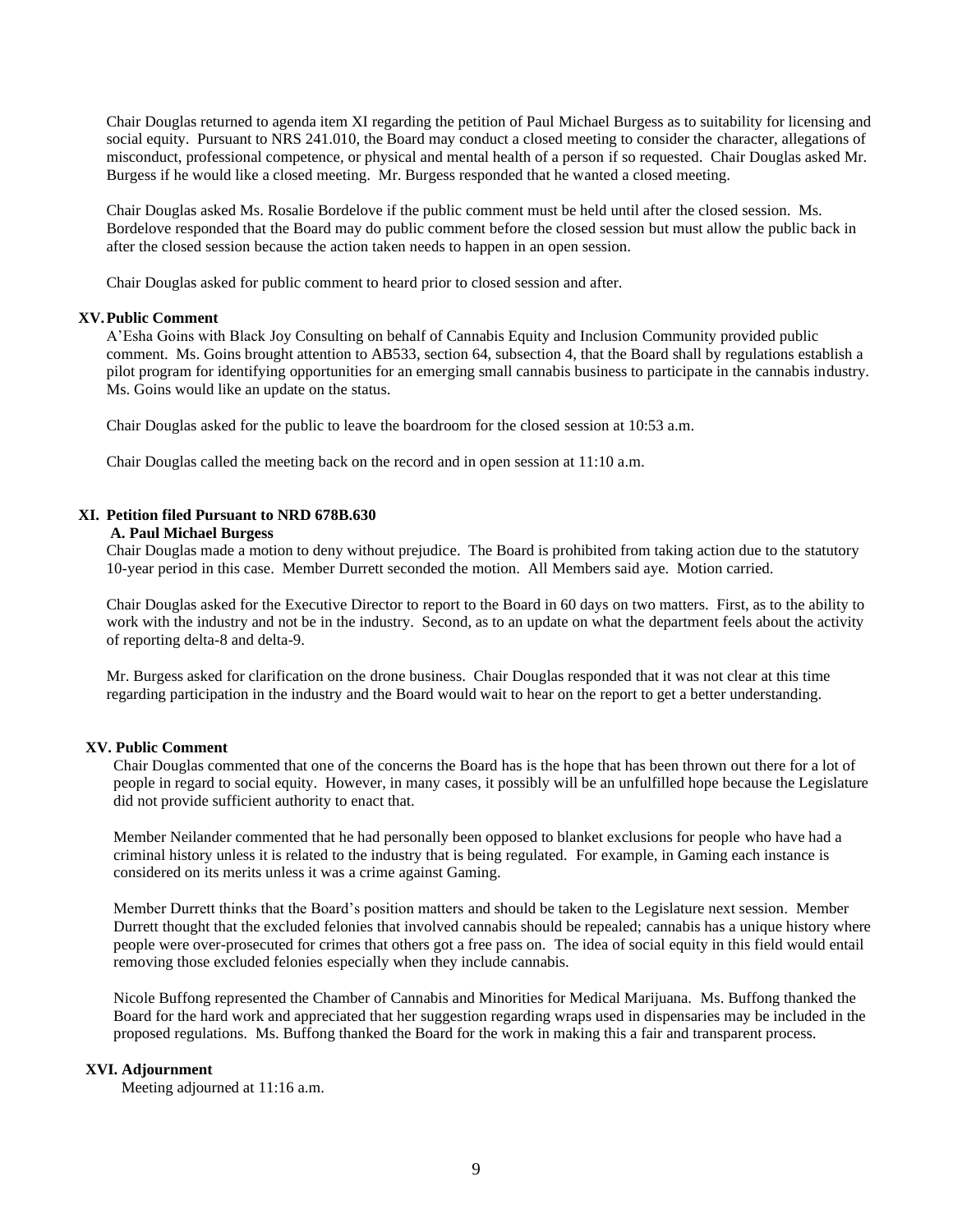Chair Douglas returned to agenda item XI regarding the petition of Paul Michael Burgess as to suitability for licensing and social equity. Pursuant to NRS 241.010, the Board may conduct a closed meeting to consider the character, allegations of misconduct, professional competence, or physical and mental health of a person if so requested. Chair Douglas asked Mr. Burgess if he would like a closed meeting. Mr. Burgess responded that he wanted a closed meeting.

Chair Douglas asked Ms. Rosalie Bordelove if the public comment must be held until after the closed session. Ms. Bordelove responded that the Board may do public comment before the closed session but must allow the public back in after the closed session because the action taken needs to happen in an open session.

Chair Douglas asked for public comment to heard prior to closed session and after.

**XV. Public Comment**

A'Esha Goins with Black Joy Consulting on behalf of Cannabis Equity and Inclusion Community provided public comment. Ms. Goins brought attention to AB533, section 64, subsection 4, that the Board shall by regulations establish a pilot program for identifying opportunities for an emerging small cannabis business to participate in the cannabis industry. Ms. Goins would like an update on the status.

Chair Douglas asked for the public to leave the boardroom for the closed session at 10:53 a.m.

Chair Douglas called the meeting back on the record and in open session at 11:10 a.m.

**XI. Petition filed Pursuant to NRD 678B.630**

**A. Paul Michael Burgess**

Chair Douglas made a motion to deny without prejudice. The Board is prohibited from taking action due to the statutory 10-year period in this case. Member Durrett seconded the motion. All Members said aye. Motion carried.

Chair Douglas asked for the Executive Director to report to the Board in 60 days on two matters. First, as to the ability to work with the industry and not be in the industry. Second, as to an update on what the department feels about the activity of reporting delta-8 and delta-9.

Mr. Burgess asked for clarification on the drone business. Chair Douglas responded that it was not clear at this time regarding participation in the industry and the Board would wait to hear on the report to get a better understanding.

**XV. Public Comment**

Chair Douglas commented that one of the concerns the Board has is the hope that has been thrown out there for a lot of people in regard to social equity. However, in many cases, it possibly will be an unfulfilled hope because the Legislature did not provide sufficient authority to enact that.

Member Neilander commented that he had personally been opposed to blanket exclusions for people who have had a criminal history unless it is related to the industry that is being regulated. For example, in Gaming each instance is considered on its merits unless it was a crime against Gaming.

Member Durrett thinks that the Board's position matters and should be taken to the Legislature next session. Member Durrett thought that the excluded felonies that involved cannabis should be repealed; cannabis has a unique history where people were over-prosecuted for crimes that others got a free pass on. The idea of social equity in this field would entail removing those excluded felonies especially when they include cannabis.

Nicole Buffong represented the Chamber of Cannabis and Minorities for Medical Marijuana. Ms. Buffong thanked the Board for the hard work and appreciated that her suggestion regarding wraps used in dispensaries may be included in the proposed regulations. Ms. Buffong thanked the Board for the work in making this a fair and transparent process.

**XVI. Adjournment**

Meeting adjourned at 11:16 a.m.